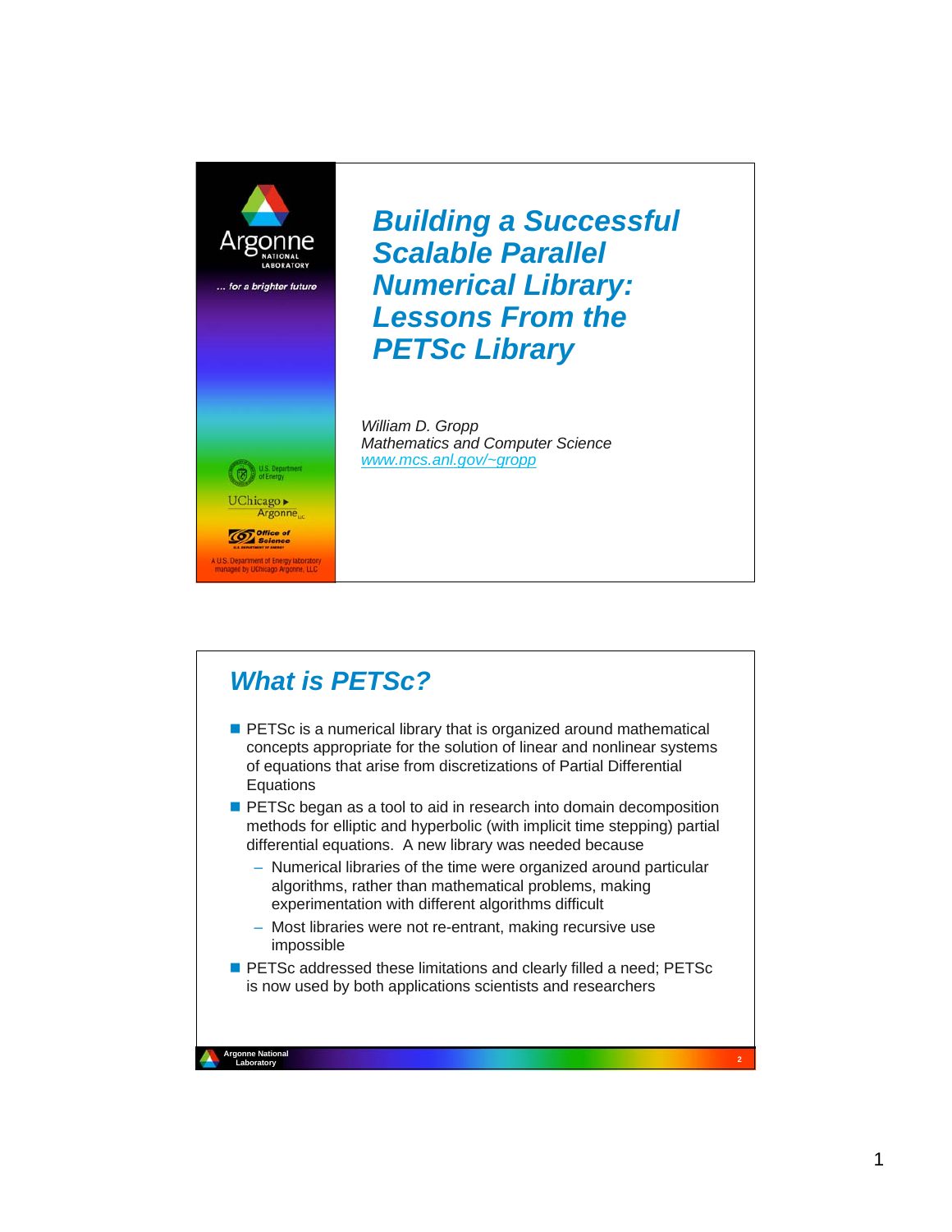# Building a Successful Scalable Parallel Numerical Library: Lessons From the PETSc Library

*William D. Gropp*
*Mathematics and Computer Science*
*www.mcs.anl.gov/~gropp*

## What is PETSc?

- PETSc is a numerical library that is organized around mathematical concepts appropriate for the solution of linear and nonlinear systems of equations that arise from discretizations of Partial Differential Equations
- PETSc began as a tool to aid in research into domain decomposition methods for elliptic and hyperbolic (with implicit time stepping) partial differential equations. A new library was needed because
  - Numerical libraries of the time were organized around particular algorithms, rather than mathematical problems, making experimentation with different algorithms difficult
  - Most libraries were not re-entrant, making recursive use impossible
- PETSc addressed these limitations and clearly filled a need; PETSc is now used by both applications scientists and researchers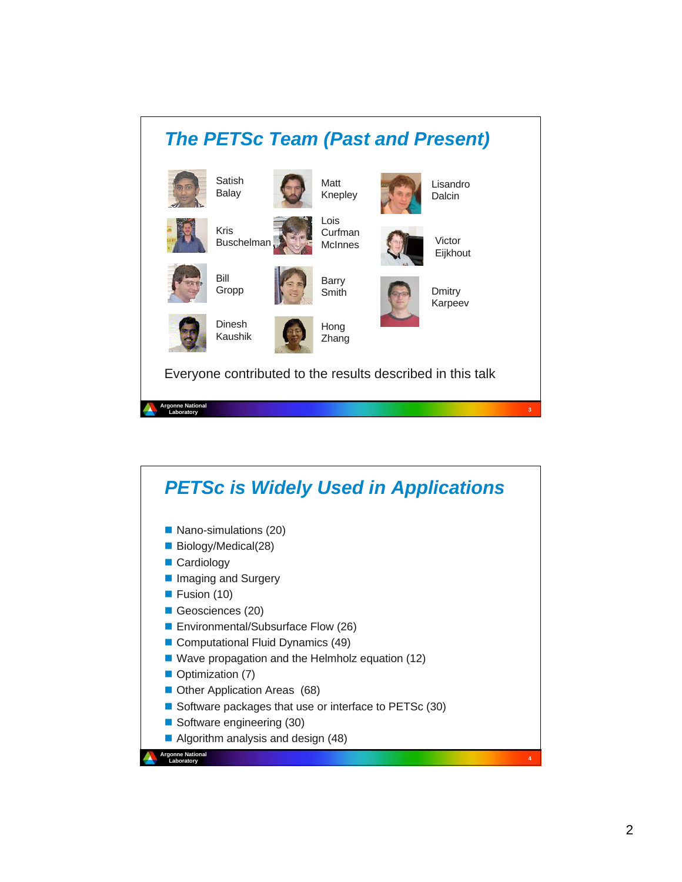## The PETSc Team (Past and Present)

- Satish Balay
- Kris Buschelman
- Bill Gropp
- Dinesh Kaushik
- Matt Knepley
- Lois Curfman McInnes
- Barry Smith
- Hong Zhang
- Lisandro Dalcin
- Victor Eijkhout
- Dmitry Karpeev

Everyone contributed to the results described in this talk

## PETSc is Widely Used in Applications

- Nano-simulations (20)
- Biology/Medical(28)
- Cardiology
- Imaging and Surgery
- Fusion (10)
- Geosciences (20)
- Environmental/Subsurface Flow (26)
- Computational Fluid Dynamics (49)
- Wave propagation and the Helmholz equation (12)
- Optimization (7)
- Other Application Areas (68)
- Software packages that use or interface to PETSc (30)
- Software engineering (30)
- Algorithm analysis and design (48)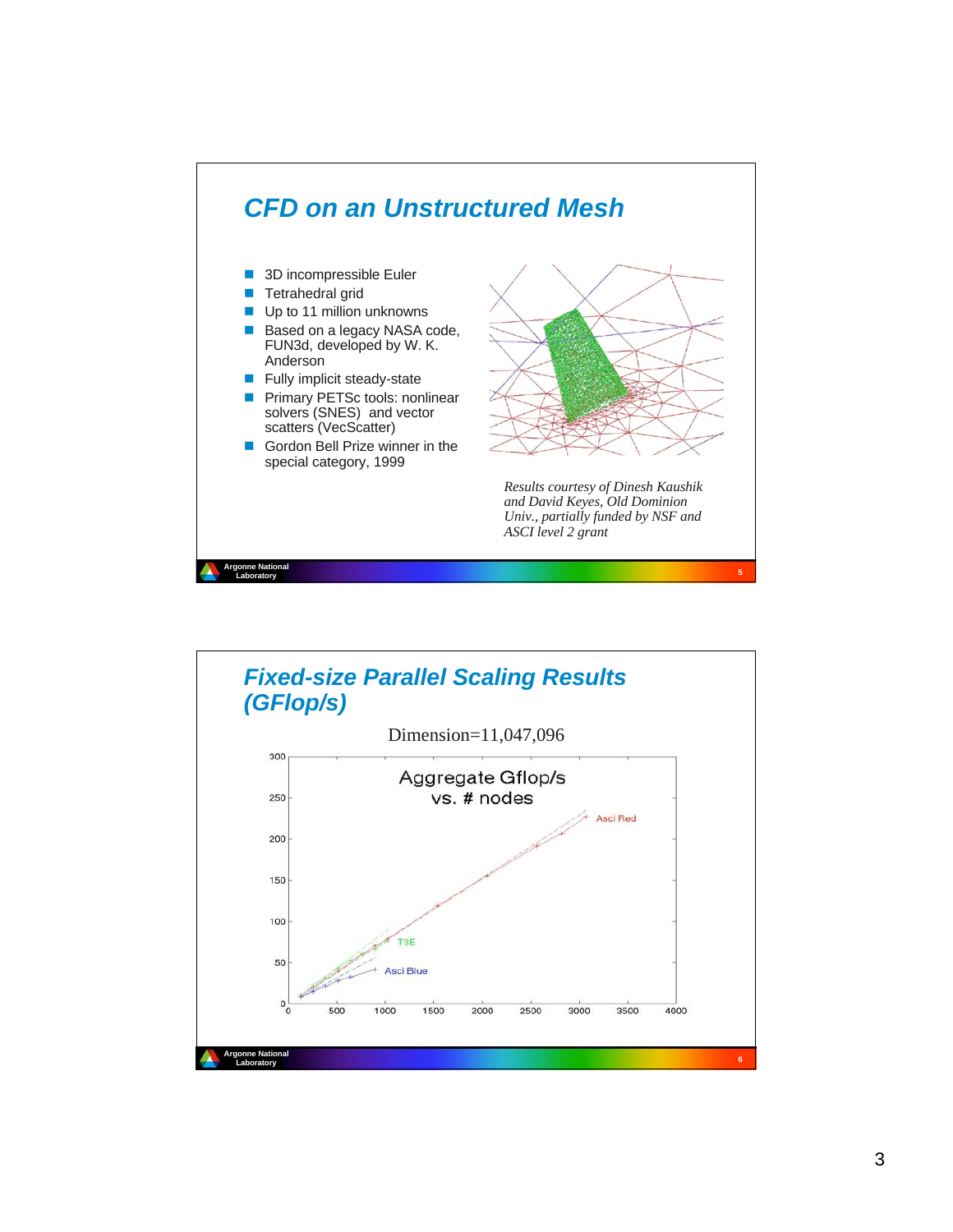## CFD on an Unstructured Mesh

- 3D incompressible Euler
- Tetrahedral grid
- Up to 11 million unknowns
- Based on a legacy NASA code, FUN3d, developed by W. K. Anderson
- Fully implicit steady-state
- Primary PETSc tools: nonlinear solvers (SNES) and vector scatters (VecScatter)
- Gordon Bell Prize winner in the special category, 1999

*Results courtesy of Dinesh Kaushik and David Keyes, Old Dominion Univ., partially funded by NSF and ASCI level 2 grant*

## Fixed-size Parallel Scaling Results (GFlop/s)

Dimension=11,047,096

Aggregate Gflop/s vs. # nodes

Asci Red

T3E

Asci Blue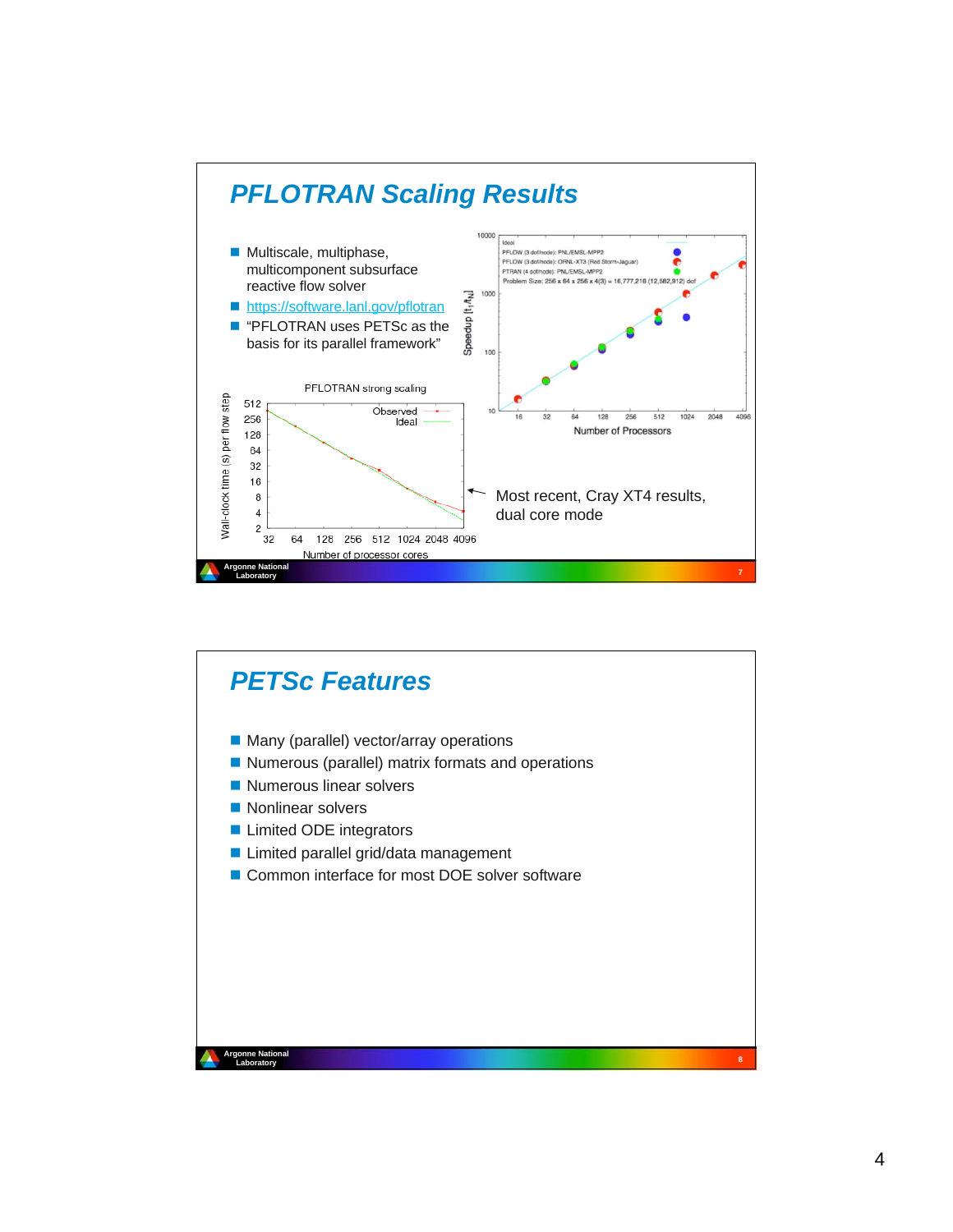## PFLOTRAN Scaling Results

- Multiscale, multiphase, multicomponent subsurface reactive flow solver
- https://software.lanl.gov/pflotran
- "PFLOTRAN uses PETSc as the basis for its parallel framework"

Most recent, Cray XT4 results, dual core mode

## PETSc Features

- Many (parallel) vector/array operations
- Numerous (parallel) matrix formats and operations
- Numerous linear solvers
- Nonlinear solvers
- Limited ODE integrators
- Limited parallel grid/data management
- Common interface for most DOE solver software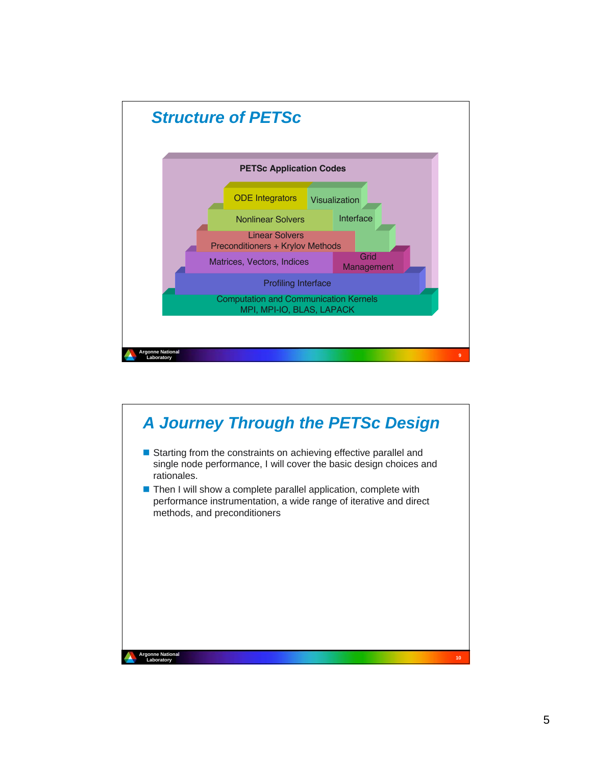## Structure of PETSc

PETSc Application Codes

ODE Integrators

Visualization

Nonlinear Solvers

Interface

Linear Solvers
Preconditioners + Krylov Methods

Matrices, Vectors, Indices

Grid
Management

Profiling Interface

Computation and Communication Kernels
MPI, MPI-IO, BLAS, LAPACK

## A Journey Through the PETSc Design

- Starting from the constraints on achieving effective parallel and single node performance, I will cover the basic design choices and rationales.
- Then I will show a complete parallel application, complete with performance instrumentation, a wide range of iterative and direct methods, and preconditioners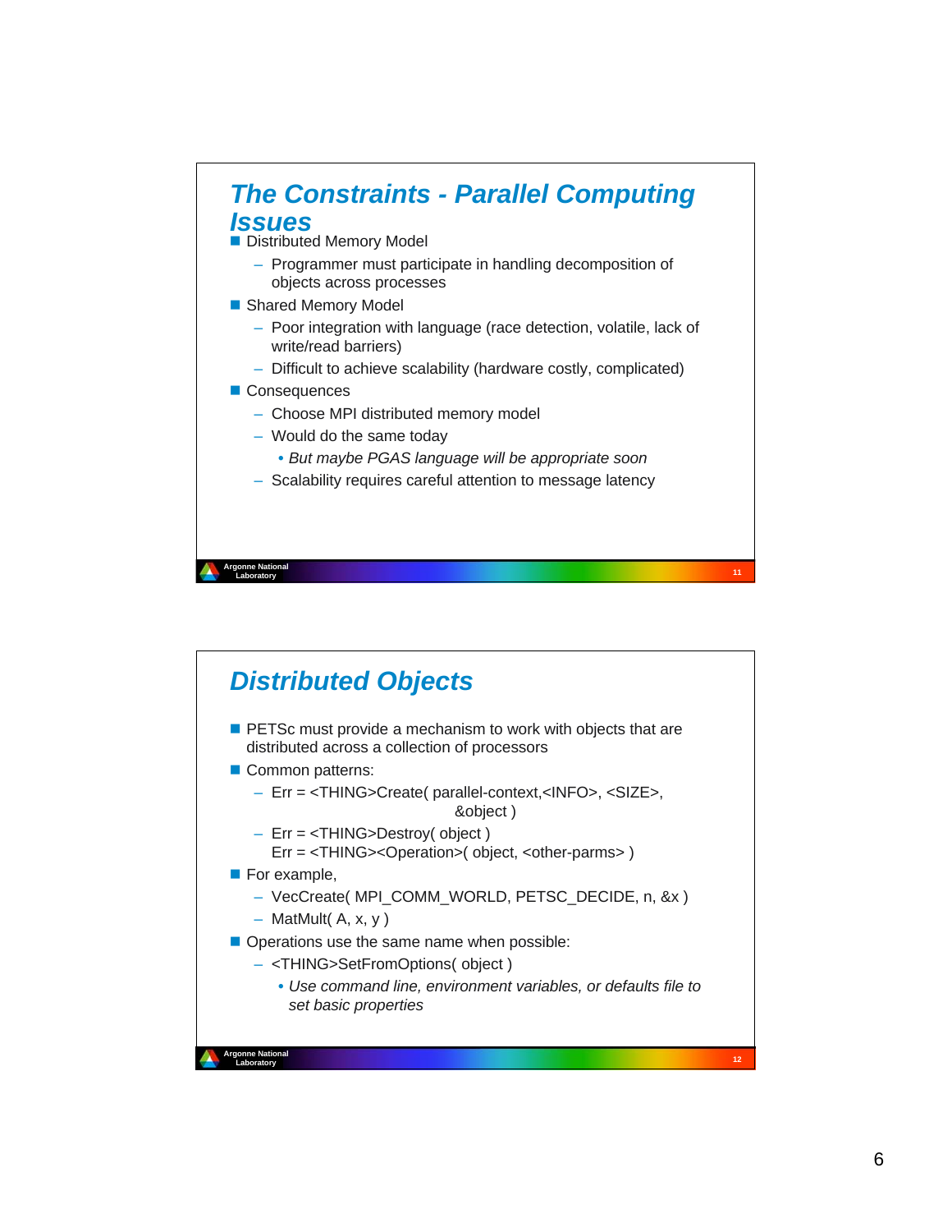## The Constraints - Parallel Computing Issues

- Distributed Memory Model
  - Programmer must participate in handling decomposition of objects across processes
- Shared Memory Model
  - Poor integration with language (race detection, volatile, lack of write/read barriers)
  - Difficult to achieve scalability (hardware costly, complicated)
- Consequences
  - Choose MPI distributed memory model
  - Would do the same today
    - *But maybe PGAS language will be appropriate soon*
  - Scalability requires careful attention to message latency

## Distributed Objects

- PETSc must provide a mechanism to work with objects that are distributed across a collection of processors
- Common patterns:
  - Err = <THING>Create( parallel-context,<INFO>, <SIZE>, &object )
  - Err = <THING>Destroy( object )
    Err = <THING><Operation>( object, <other-parms> )
- For example,
  - VecCreate( MPI_COMM_WORLD, PETSC_DECIDE, n, &x )
  - MatMult( A, x, y )
- Operations use the same name when possible:
  - <THING>SetFromOptions( object )
    - *Use command line, environment variables, or defaults file to set basic properties*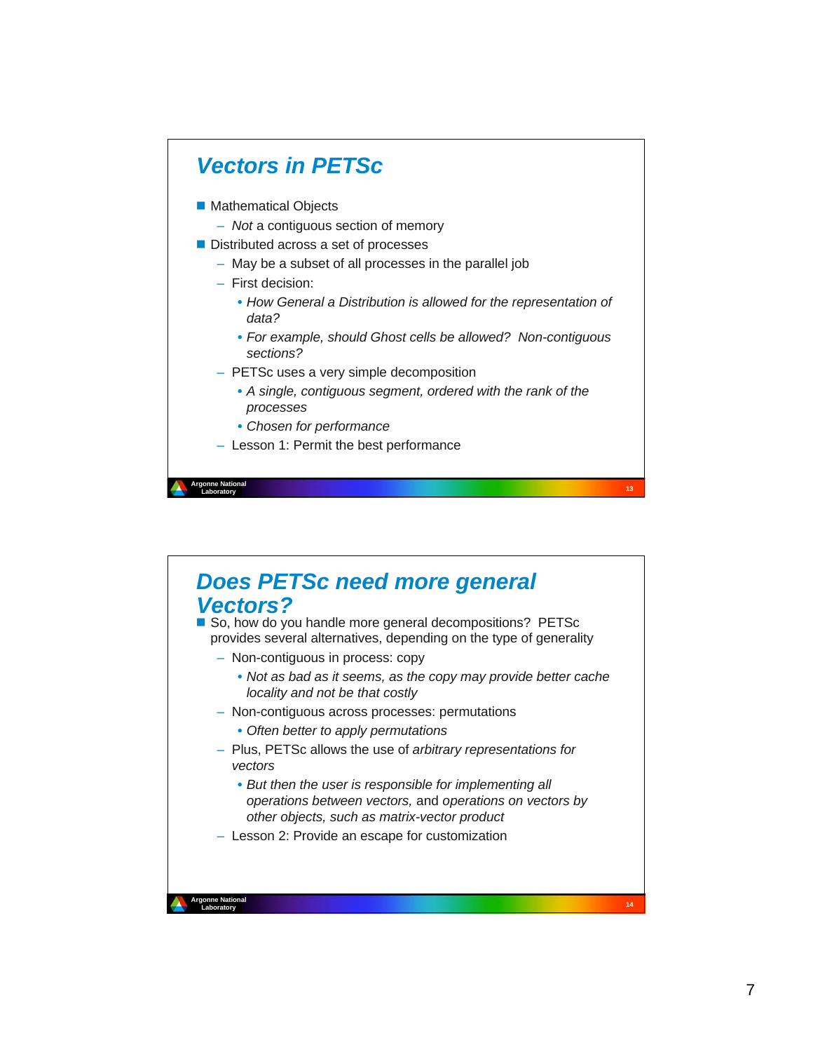## Vectors in PETSc

- Mathematical Objects
  - *Not* a contiguous section of memory
- Distributed across a set of processes
  - May be a subset of all processes in the parallel job
  - First decision:
    - *How General a Distribution is allowed for the representation of data?*
    - *For example, should Ghost cells be allowed? Non-contiguous sections?*
  - PETSc uses a very simple decomposition
    - *A single, contiguous segment, ordered with the rank of the processes*
    - *Chosen for performance*
  - Lesson 1: Permit the best performance

## Does PETSc need more general Vectors?

- So, how do you handle more general decompositions? PETSc provides several alternatives, depending on the type of generality
  - Non-contiguous in process: copy
    - *Not as bad as it seems, as the copy may provide better cache locality and not be that costly*
  - Non-contiguous across processes: permutations
    - *Often better to apply permutations*
  - Plus, PETSc allows the use of *arbitrary representations for vectors*
    - *But then the user is responsible for implementing all operations between vectors,* and *operations on vectors by other objects, such as matrix-vector product*
  - Lesson 2: Provide an escape for customization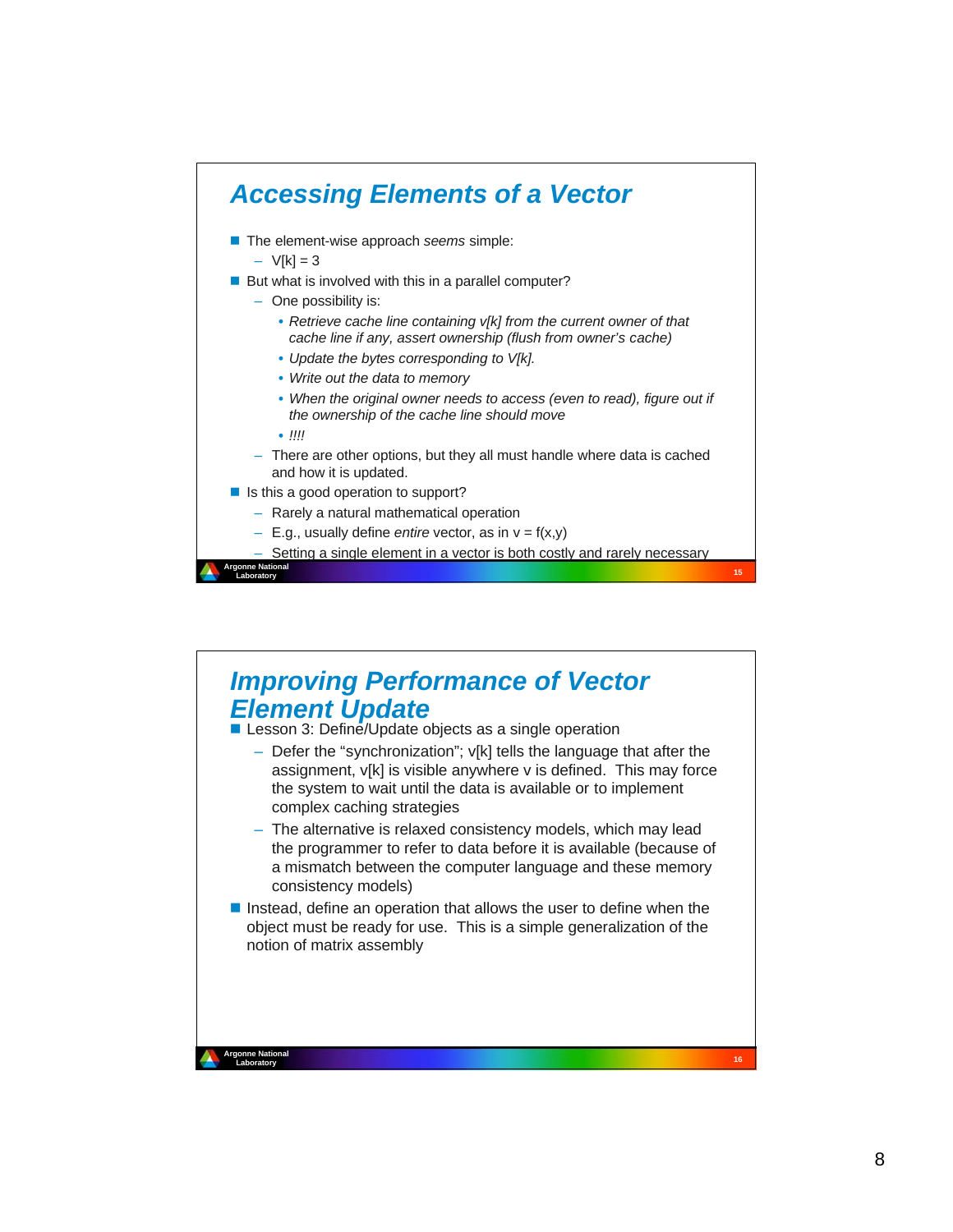## Accessing Elements of a Vector

- The element-wise approach *seems* simple:
  - V[k] = 3
- But what is involved with this in a parallel computer?
  - One possibility is:
    - *Retrieve cache line containing v[k] from the current owner of that cache line if any, assert ownership (flush from owner's cache)*
    - *Update the bytes corresponding to V[k].*
    - *Write out the data to memory*
    - *When the original owner needs to access (even to read), figure out if the ownership of the cache line should move*
    - *!!!!*
  - There are other options, but they all must handle where data is cached and how it is updated.
- Is this a good operation to support?
  - Rarely a natural mathematical operation
  - E.g., usually define *entire* vector, as in v = f(x,y)
  - Setting a single element in a vector is both costly and rarely necessary

## Improving Performance of Vector Element Update

- Lesson 3: Define/Update objects as a single operation
  - Defer the "synchronization"; v[k] tells the language that after the assignment, v[k] is visible anywhere v is defined. This may force the system to wait until the data is available or to implement complex caching strategies
  - The alternative is relaxed consistency models, which may lead the programmer to refer to data before it is available (because of a mismatch between the computer language and these memory consistency models)
- Instead, define an operation that allows the user to define when the object must be ready for use. This is a simple generalization of the notion of matrix assembly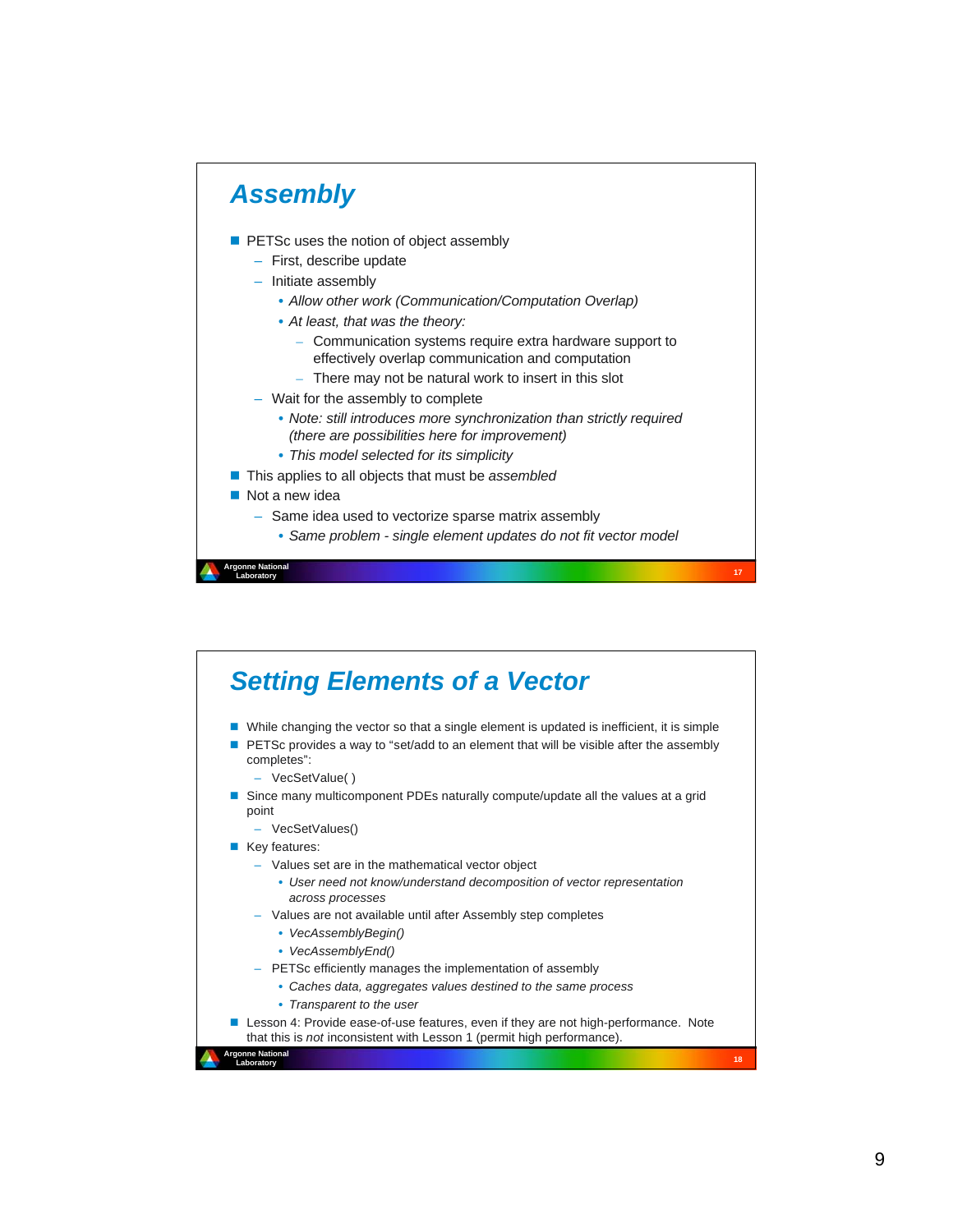## Assembly

- PETSc uses the notion of object assembly
  - First, describe update
  - Initiate assembly
    - *Allow other work (Communication/Computation Overlap)*
    - *At least, that was the theory:*
      - Communication systems require extra hardware support to effectively overlap communication and computation
      - There may not be natural work to insert in this slot
  - Wait for the assembly to complete
    - *Note: still introduces more synchronization than strictly required (there are possibilities here for improvement)*
    - *This model selected for its simplicity*
- This applies to all objects that must be *assembled*
- Not a new idea
  - Same idea used to vectorize sparse matrix assembly
    - *Same problem - single element updates do not fit vector model*

## Setting Elements of a Vector

- While changing the vector so that a single element is updated is inefficient, it is simple
- PETSc provides a way to "set/add to an element that will be visible after the assembly completes":
  - VecSetValue( )
- Since many multicomponent PDEs naturally compute/update all the values at a grid point
  - VecSetValues()
- Key features:
  - Values set are in the mathematical vector object
    - *User need not know/understand decomposition of vector representation across processes*
  - Values are not available until after Assembly step completes
    - *VecAssemblyBegin()*
    - *VecAssemblyEnd()*
  - PETSc efficiently manages the implementation of assembly
    - *Caches data, aggregates values destined to the same process*
    - *Transparent to the user*
- Lesson 4: Provide ease-of-use features, even if they are not high-performance. Note that this is *not* inconsistent with Lesson 1 (permit high performance).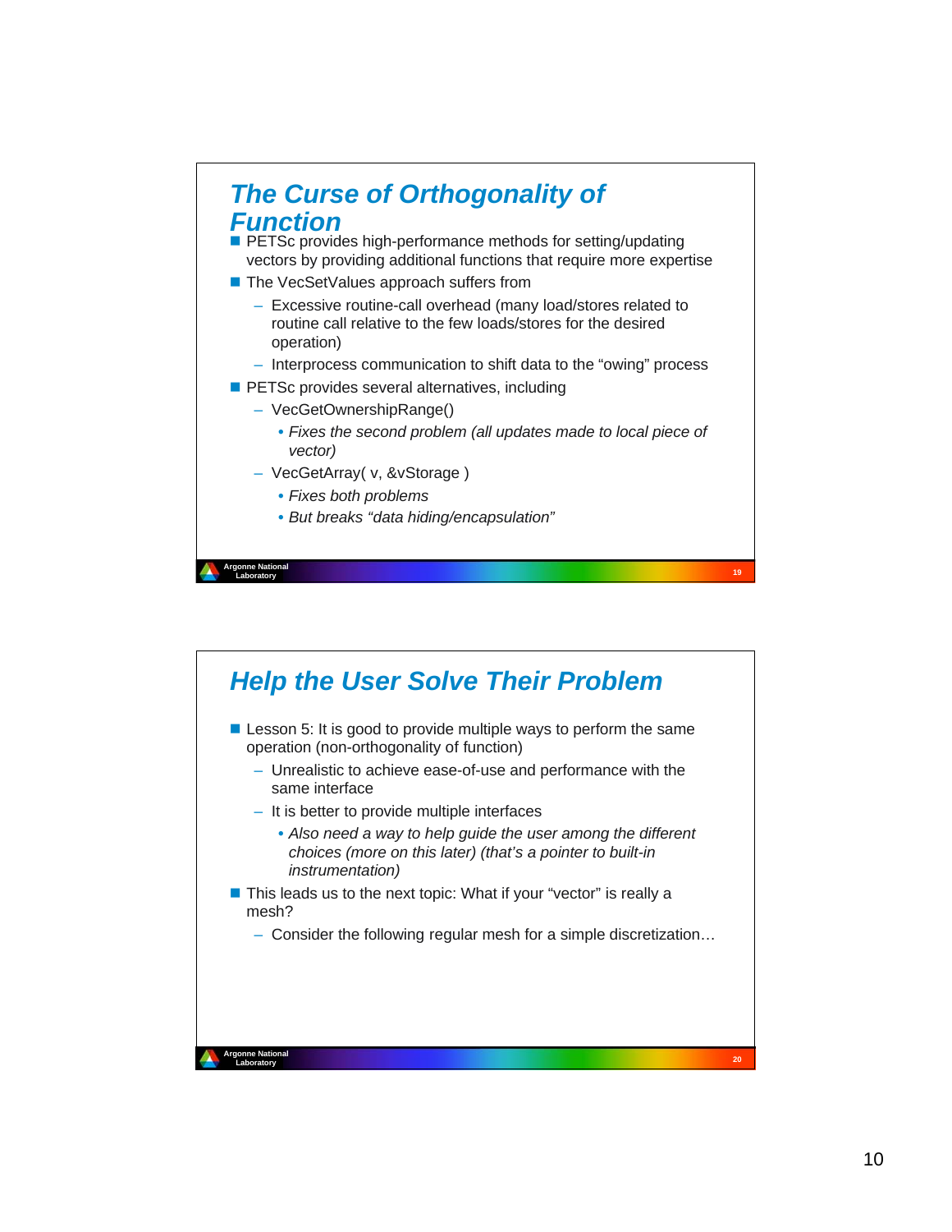## The Curse of Orthogonality of Function

- PETSc provides high-performance methods for setting/updating vectors by providing additional functions that require more expertise
- The VecSetValues approach suffers from
  - Excessive routine-call overhead (many load/stores related to routine call relative to the few loads/stores for the desired operation)
  - Interprocess communication to shift data to the "owing" process
- PETSc provides several alternatives, including
  - VecGetOwnershipRange()
    - *Fixes the second problem (all updates made to local piece of vector)*
  - VecGetArray( v, &vStorage )
    - *Fixes both problems*
    - *But breaks "data hiding/encapsulation"*

## Help the User Solve Their Problem

- Lesson 5: It is good to provide multiple ways to perform the same operation (non-orthogonality of function)
  - Unrealistic to achieve ease-of-use and performance with the same interface
  - It is better to provide multiple interfaces
    - *Also need a way to help guide the user among the different choices (more on this later) (that's a pointer to built-in instrumentation)*
- This leads us to the next topic: What if your "vector" is really a mesh?
  - Consider the following regular mesh for a simple discretization…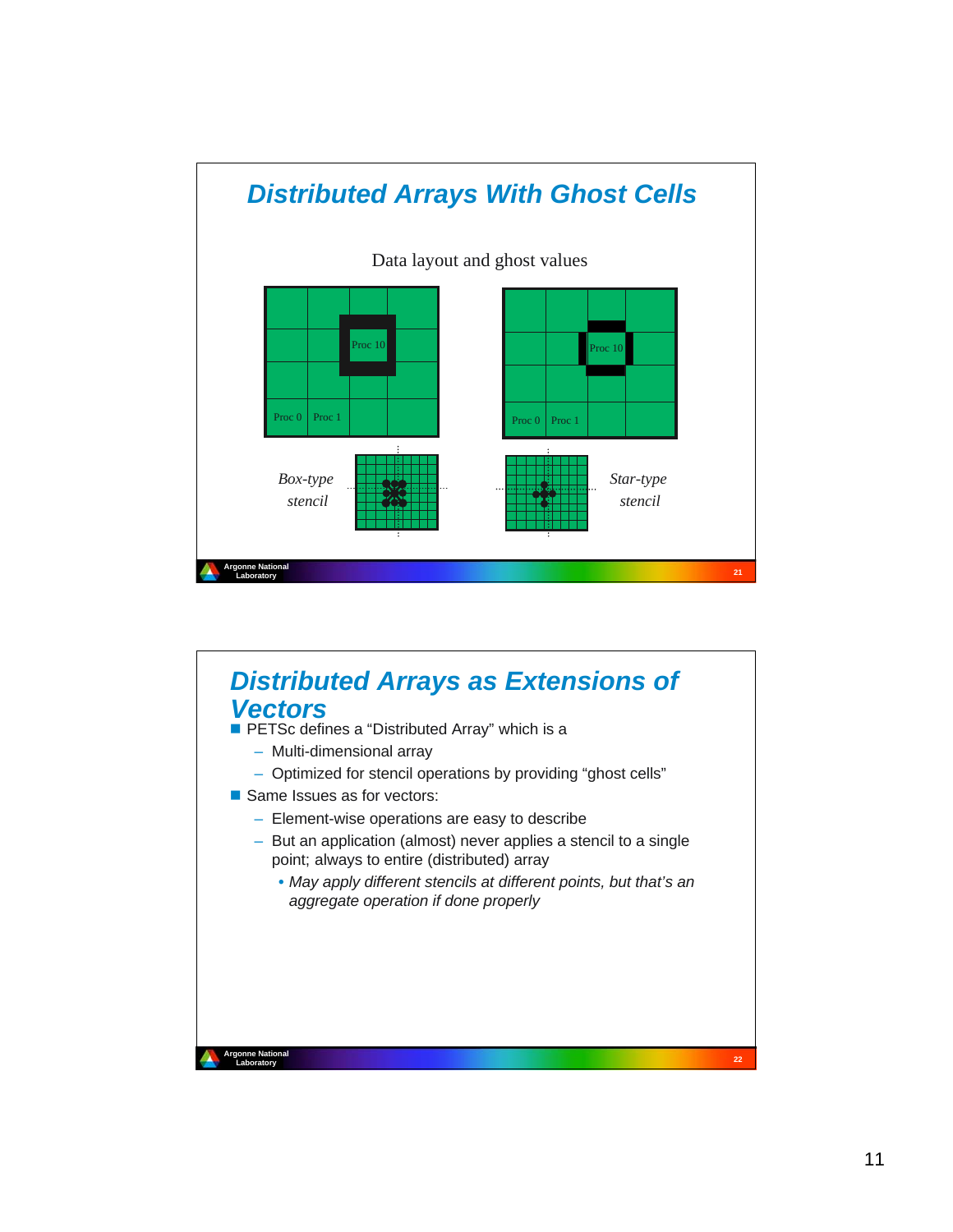# Distributed Arrays With Ghost Cells

Data layout and ghost values

Proc 10 | Proc 0 | Proc 1

Proc 10 | Proc 0 | Proc 1

*Box-type stencil*

*Star-type stencil*

# Distributed Arrays as Extensions of Vectors

- PETSc defines a "Distributed Array" which is a
  - Multi-dimensional array
  - Optimized for stencil operations by providing "ghost cells"
- Same Issues as for vectors:
  - Element-wise operations are easy to describe
  - But an application (almost) never applies a stencil to a single point; always to entire (distributed) array
    - *May apply different stencils at different points, but that's an aggregate operation if done properly*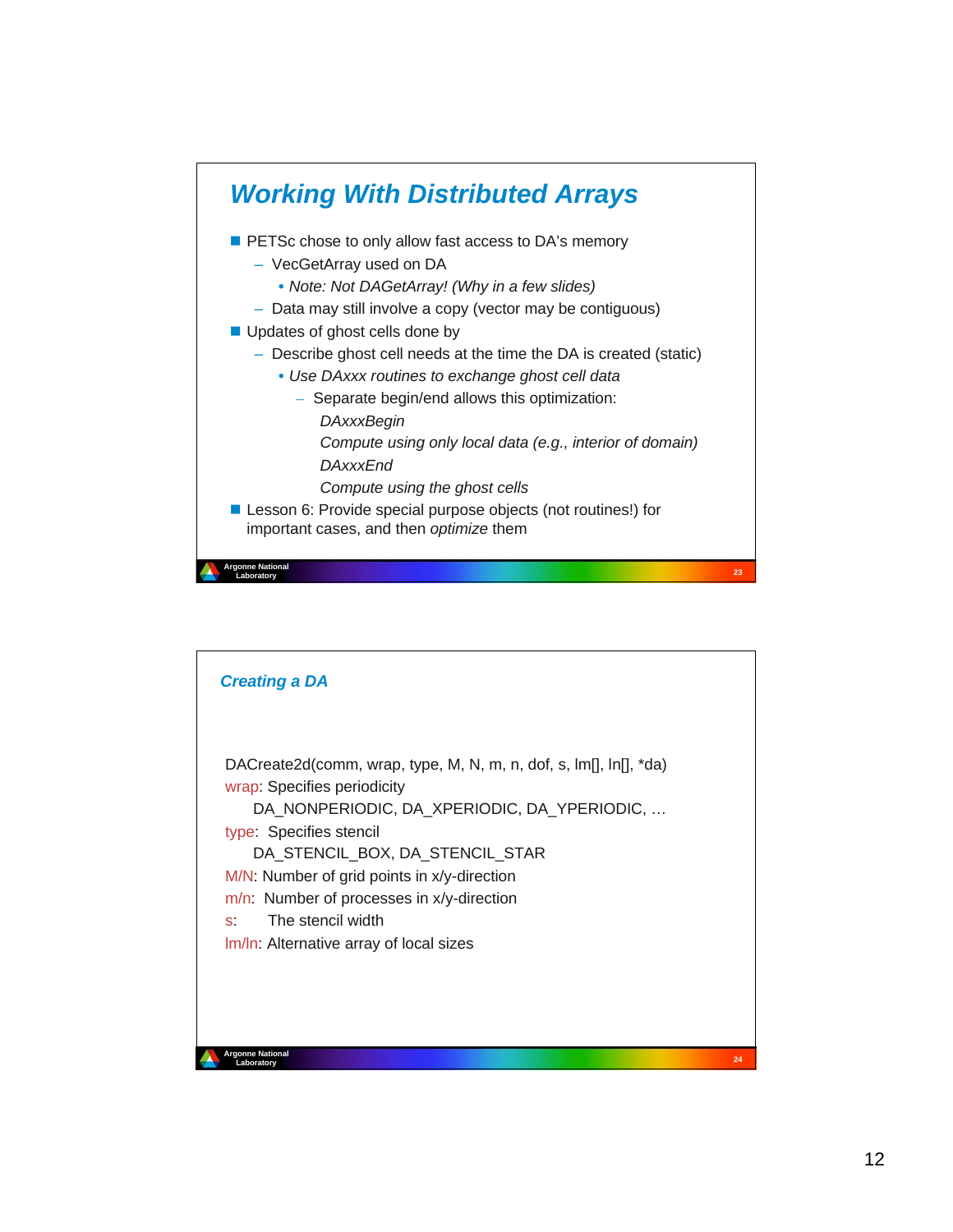## Working With Distributed Arrays

- PETSc chose to only allow fast access to DA's memory
  - VecGetArray used on DA
    - *Note: Not DAGetArray! (Why in a few slides)*
  - Data may still involve a copy (vector may be contiguous)
- Updates of ghost cells done by
  - Describe ghost cell needs at the time the DA is created (static)
    - *Use DAxxx routines to exchange ghost cell data*
      - Separate begin/end allows this optimization:

        *DAxxxBegin*

        *Compute using only local data (e.g., interior of domain)*

        *DAxxxEnd*

        *Compute using the ghost cells*
- Lesson 6: Provide special purpose objects (not routines!) for important cases, and then *optimize* them

## Creating a DA

DACreate2d(comm, wrap, type, M, N, m, n, dof, s, lm[], ln[], *da)

wrap: Specifies periodicity

DA_NONPERIODIC, DA_XPERIODIC, DA_YPERIODIC, …

type: Specifies stencil

DA_STENCIL_BOX, DA_STENCIL_STAR

M/N: Number of grid points in x/y-direction

m/n: Number of processes in x/y-direction

s: The stencil width

lm/ln: Alternative array of local sizes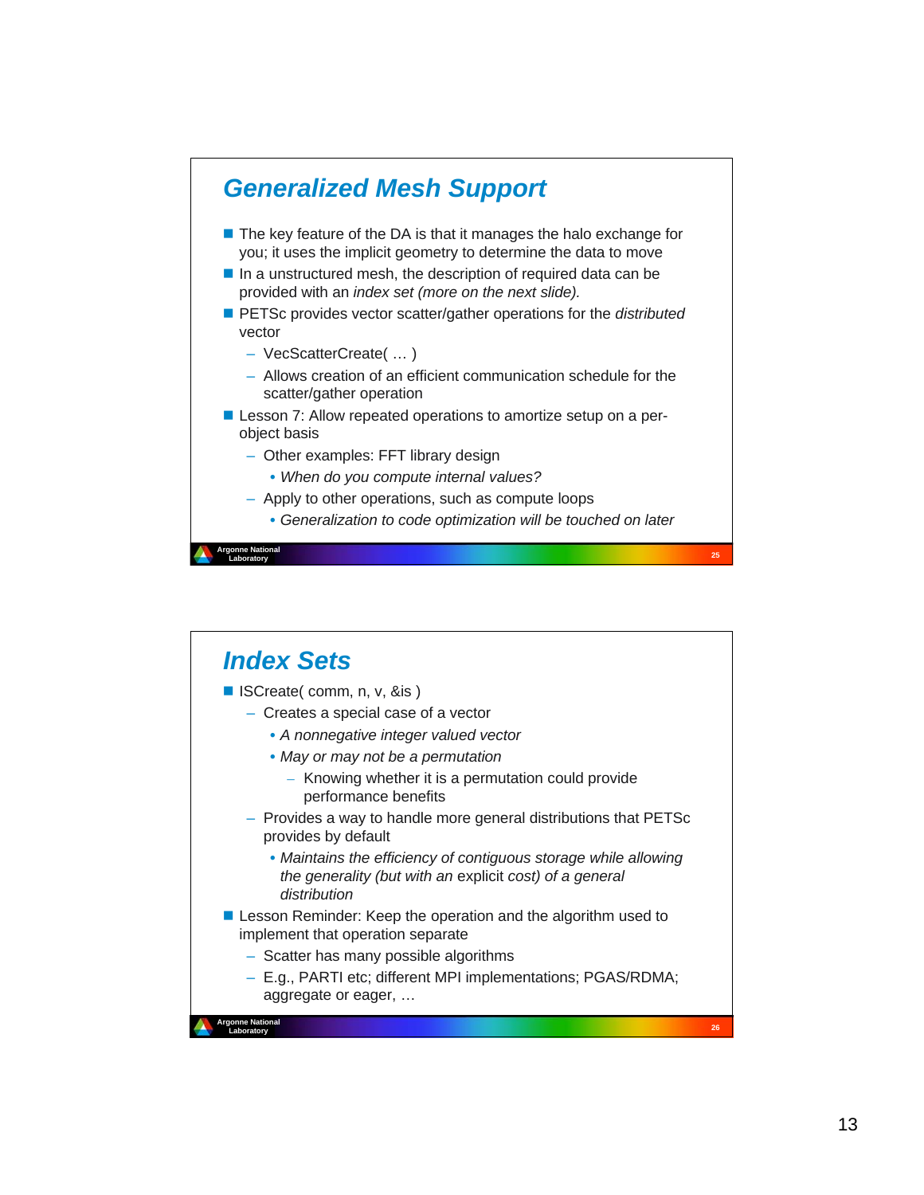## Generalized Mesh Support

- The key feature of the DA is that it manages the halo exchange for you; it uses the implicit geometry to determine the data to move
- In a unstructured mesh, the description of required data can be provided with an *index set (more on the next slide).*
- PETSc provides vector scatter/gather operations for the *distributed* vector
  - VecScatterCreate( … )
  - Allows creation of an efficient communication schedule for the scatter/gather operation
- Lesson 7: Allow repeated operations to amortize setup on a per-object basis
  - Other examples: FFT library design
    - *When do you compute internal values?*
  - Apply to other operations, such as compute loops
    - *Generalization to code optimization will be touched on later*

## Index Sets

- ISCreate( comm, n, v, &is )
  - Creates a special case of a vector
    - *A nonnegative integer valued vector*
    - *May or may not be a permutation*
      - Knowing whether it is a permutation could provide performance benefits
  - Provides a way to handle more general distributions that PETSc provides by default
    - *Maintains the efficiency of contiguous storage while allowing the generality (but with an* explicit *cost) of a general distribution*
- Lesson Reminder: Keep the operation and the algorithm used to implement that operation separate
  - Scatter has many possible algorithms
  - E.g., PARTI etc; different MPI implementations; PGAS/RDMA; aggregate or eager, …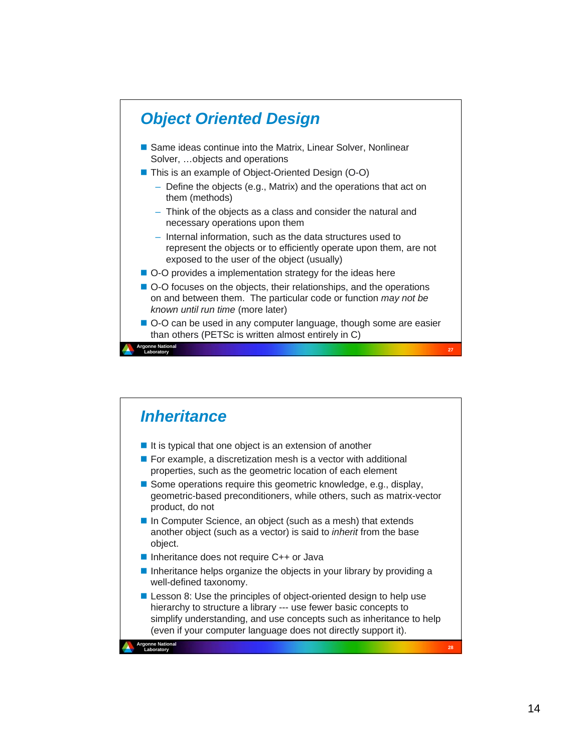## Object Oriented Design

- Same ideas continue into the Matrix, Linear Solver, Nonlinear Solver, …objects and operations
- This is an example of Object-Oriented Design (O-O)
  - Define the objects (e.g., Matrix) and the operations that act on them (methods)
  - Think of the objects as a class and consider the natural and necessary operations upon them
  - Internal information, such as the data structures used to represent the objects or to efficiently operate upon them, are not exposed to the user of the object (usually)
- O-O provides a implementation strategy for the ideas here
- O-O focuses on the objects, their relationships, and the operations on and between them. The particular code or function *may not be known until run time* (more later)
- O-O can be used in any computer language, though some are easier than others (PETSc is written almost entirely in C)

## Inheritance

- It is typical that one object is an extension of another
- For example, a discretization mesh is a vector with additional properties, such as the geometric location of each element
- Some operations require this geometric knowledge, e.g., display, geometric-based preconditioners, while others, such as matrix-vector product, do not
- In Computer Science, an object (such as a mesh) that extends another object (such as a vector) is said to *inherit* from the base object.
- Inheritance does not require C++ or Java
- Inheritance helps organize the objects in your library by providing a well-defined taxonomy.
- Lesson 8: Use the principles of object-oriented design to help use hierarchy to structure a library --- use fewer basic concepts to simplify understanding, and use concepts such as inheritance to help (even if your computer language does not directly support it).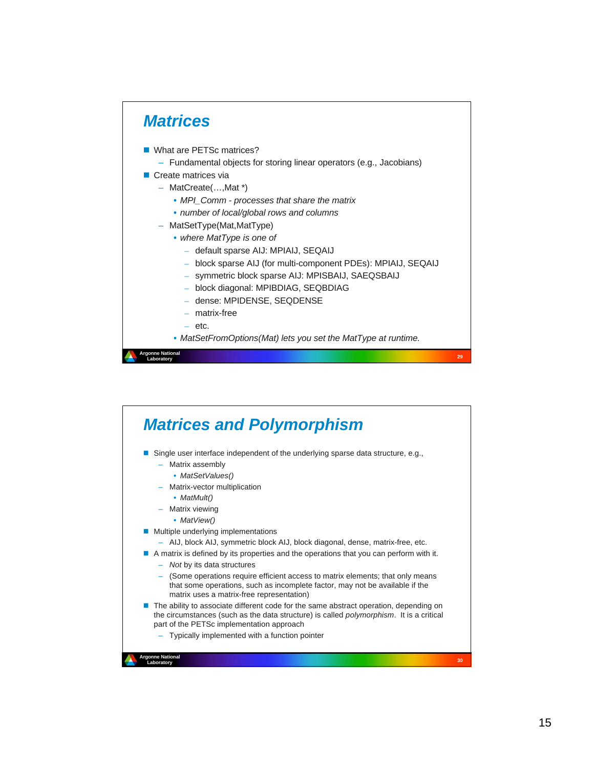# Matrices

- What are PETSc matrices?
  - Fundamental objects for storing linear operators (e.g., Jacobians)
- Create matrices via
  - MatCreate(…,Mat *)
    - *MPI_Comm - processes that share the matrix*
    - *number of local/global rows and columns*
  - MatSetType(Mat,MatType)
    - *where MatType is one of*
      - default sparse AIJ: MPIAIJ, SEQAIJ
      - block sparse AIJ (for multi-component PDEs): MPIAIJ, SEQAIJ
      - symmetric block sparse AIJ: MPISBAIJ, SAEQSBAIJ
      - block diagonal: MPIBDIAG, SEQBDIAG
      - dense: MPIDENSE, SEQDENSE
      - matrix-free
      - etc.
    - *MatSetFromOptions(Mat) lets you set the MatType at runtime.*

# Matrices and Polymorphism

- Single user interface independent of the underlying sparse data structure, e.g.,
  - Matrix assembly
    - *MatSetValues()*
  - Matrix-vector multiplication
    - *MatMult()*
  - Matrix viewing
    - *MatView()*
- Multiple underlying implementations
  - AIJ, block AIJ, symmetric block AIJ, block diagonal, dense, matrix-free, etc.
- A matrix is defined by its properties and the operations that you can perform with it.
  - *Not* by its data structures
  - (Some operations require efficient access to matrix elements; that only means that some operations, such as incomplete factor, may not be available if the matrix uses a matrix-free representation)
- The ability to associate different code for the same abstract operation, depending on the circumstances (such as the data structure) is called *polymorphism*. It is a critical part of the PETSc implementation approach
  - Typically implemented with a function pointer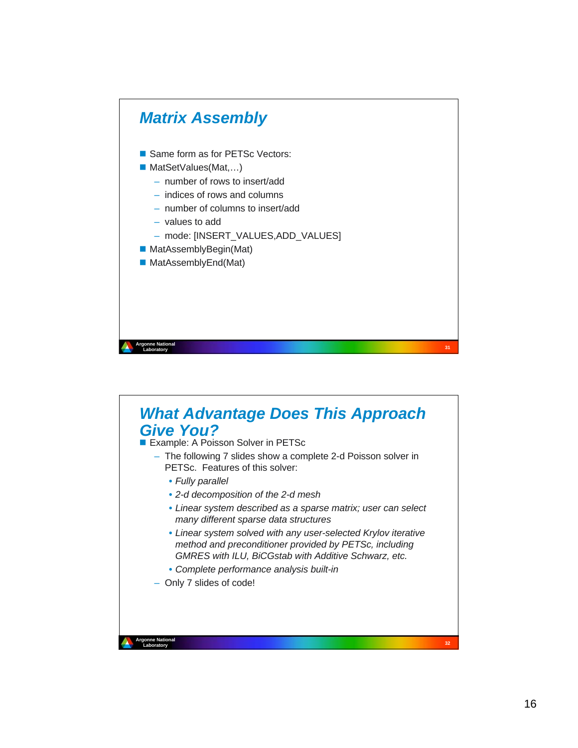## Matrix Assembly

- Same form as for PETSc Vectors:
- MatSetValues(Mat,…)
  - number of rows to insert/add
  - indices of rows and columns
  - number of columns to insert/add
  - values to add
  - mode: [INSERT_VALUES,ADD_VALUES]
- MatAssemblyBegin(Mat)
- MatAssemblyEnd(Mat)

## What Advantage Does This Approach Give You?

- Example: A Poisson Solver in PETSc
  - The following 7 slides show a complete 2-d Poisson solver in PETSc. Features of this solver:
    - *Fully parallel*
    - *2-d decomposition of the 2-d mesh*
    - *Linear system described as a sparse matrix; user can select many different sparse data structures*
    - *Linear system solved with any user-selected Krylov iterative method and preconditioner provided by PETSc, including GMRES with ILU, BiCGstab with Additive Schwarz, etc.*
    - *Complete performance analysis built-in*
  - Only 7 slides of code!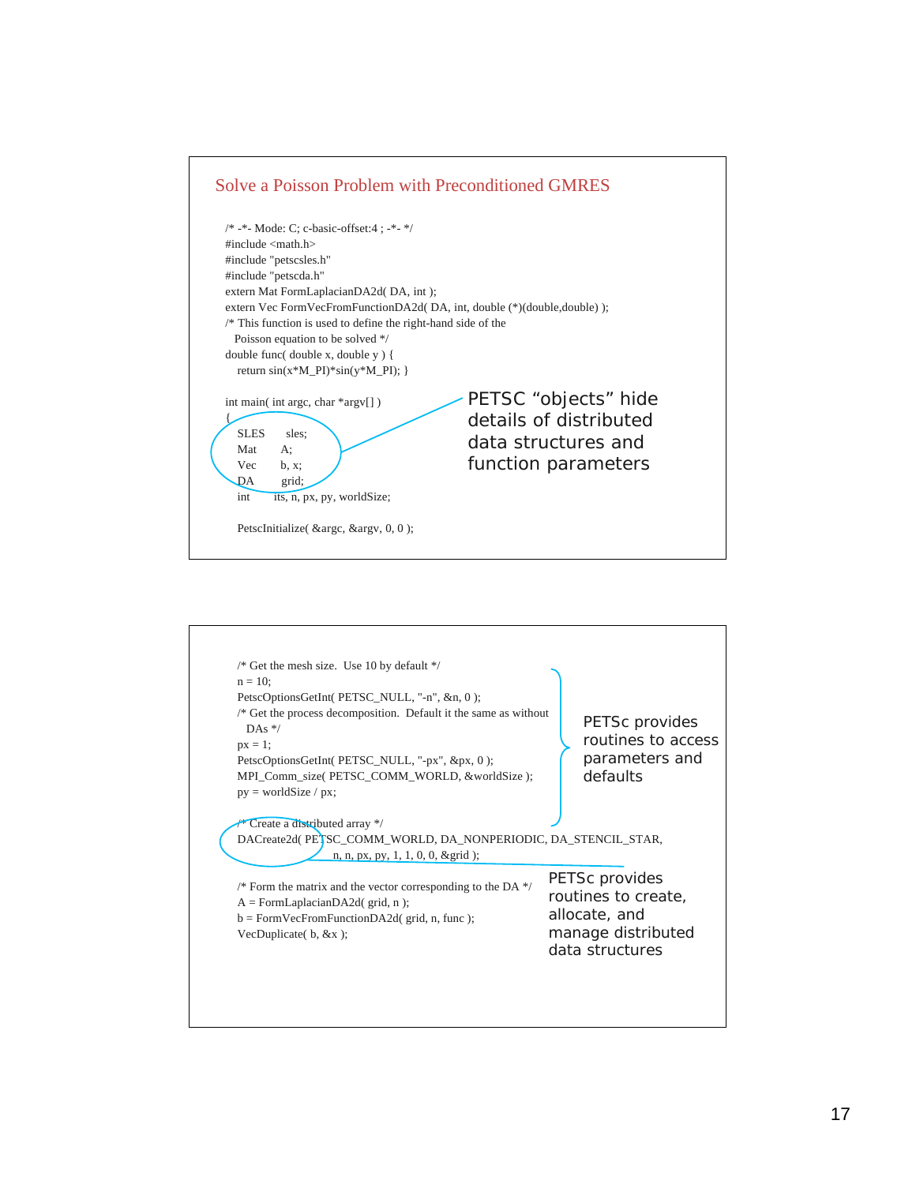## Solve a Poisson Problem with Preconditioned GMRES

```
/* -*- Mode: C; c-basic-offset:4 ; -*- */
#include <math.h>
#include "petscsles.h"
#include "petscda.h"
extern Mat FormLaplacianDA2d( DA, int );
extern Vec FormVecFromFunctionDA2d( DA, int, double (*)(double,double) );
/* This function is used to define the right-hand side of the
   Poisson equation to be solved */
double func( double x, double y ) {
    return sin(x*M_PI)*sin(y*M_PI); }

int main( int argc, char *argv[] )
{
    SLES      sles;
    Mat       A;
    Vec       b, x;
    DA        grid;
    int       its, n, px, py, worldSize;

    PetscInitialize( &argc, &argv, 0, 0 );
```

PETSC "objects" hide details of distributed data structures and function parameters

```
    /* Get the mesh size.  Use 10 by default */
    n = 10;
    PetscOptionsGetInt( PETSC_NULL, "-n", &n, 0 );
    /* Get the process decomposition.  Default it the same as without
       DAs */
    px = 1;
    PetscOptionsGetInt( PETSC_NULL, "-px", &px, 0 );
    MPI_Comm_size( PETSC_COMM_WORLD, &worldSize );
    py = worldSize / px;

    /* Create a distributed array */
    DACreate2d( PETSC_COMM_WORLD, DA_NONPERIODIC, DA_STENCIL_STAR,
                n, n, px, py, 1, 1, 0, 0, &grid );

    /* Form the matrix and the vector corresponding to the DA */
    A = FormLaplacianDA2d( grid, n );
    b = FormVecFromFunctionDA2d( grid, n, func );
    VecDuplicate( b, &x );
```

PETSc provides routines to access parameters and defaults

PETSc provides routines to create, allocate, and manage distributed data structures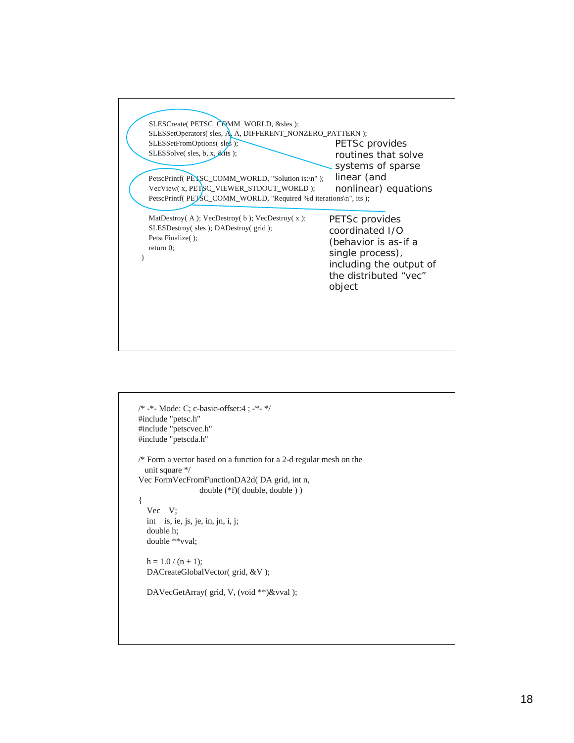```
    SLESCreate( PETSC_COMM_WORLD, &sles );
    SLESSetOperators( sles, A, A, DIFFERENT_NONZERO_PATTERN );
    SLESSetFromOptions( sles );
    SLESSolve( sles, b, x, &its );

    PetscPrintf( PETSC_COMM_WORLD, "Solution is:\n" );
    VecView( x, PETSC_VIEWER_STDOUT_WORLD );
    PetscPrintf( PETSC_COMM_WORLD, "Required %d iterations\n", its );

    MatDestroy( A ); VecDestroy( b ); VecDestroy( x );
    SLESDestroy( sles ); DADestroy( grid );
    PetscFinalize( );
    return 0;
}
```

PETSc provides routines that solve systems of sparse linear (and nonlinear) equations

PETSc provides coordinated I/O (behavior is as-if a single process), including the output of the distributed "vec" object

```
/* -*- Mode: C; c-basic-offset:4 ; -*- */
#include "petsc.h"
#include "petscvec.h"
#include "petscda.h"

/* Form a vector based on a function for a 2-d regular mesh on the
   unit square */
Vec FormVecFromFunctionDA2d( DA grid, int n,
                             double (*f)( double, double ) )
{
    Vec    V;
    int    is, ie, js, je, in, jn, i, j;
    double h;
    double **vval;

    h = 1.0 / (n + 1);
    DACreateGlobalVector( grid, &V );

    DAVecGetArray( grid, V, (void **)&vval );
```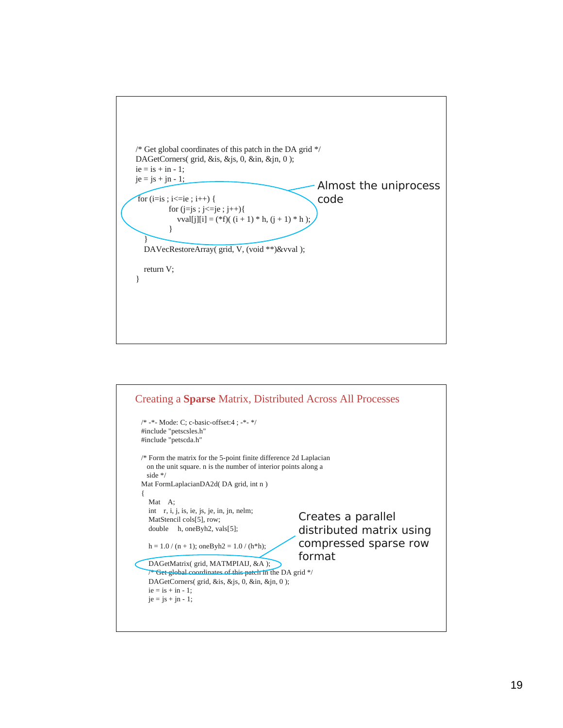```c
/* Get global coordinates of this patch in the DA grid */
DAGetCorners( grid, &is, &js, 0, &in, &jn, 0 );
ie = is + in - 1;
je = js + jn - 1;

for (i=is ; i<=ie ; i++) {
        for (j=js ; j<=je ; j++){
            vval[j][i] = (*f)( (i + 1) * h, (j + 1) * h );
        }
  }
  DAVecRestoreArray( grid, V, (void **)&vval );

  return V;
}
```

Almost the uniprocess code

## Creating a **Sparse** Matrix, Distributed Across All Processes

```c
/* -*- Mode: C; c-basic-offset:4 ; -*- */
#include "petscsles.h"
#include "petscda.h"

/* Form the matrix for the 5-point finite difference 2d Laplacian
   on the unit square. n is the number of interior points along a
   side */
Mat FormLaplacianDA2d( DA grid, int n )
{
    Mat    A;
    int    r, i, j, is, ie, js, je, in, jn, nelm;
    MatStencil cols[5], row;
    double    h, oneByh2, vals[5];

    h = 1.0 / (n + 1); oneByh2 = 1.0 / (h*h);

    DAGetMatrix( grid, MATMPIAIJ, &A );
    /* Get global coordinates of this patch in the DA grid */
    DAGetCorners( grid, &is, &js, 0, &in, &jn, 0 );
    ie = is + in - 1;
    je = js + jn - 1;
```

Creates a parallel distributed matrix using compressed sparse row format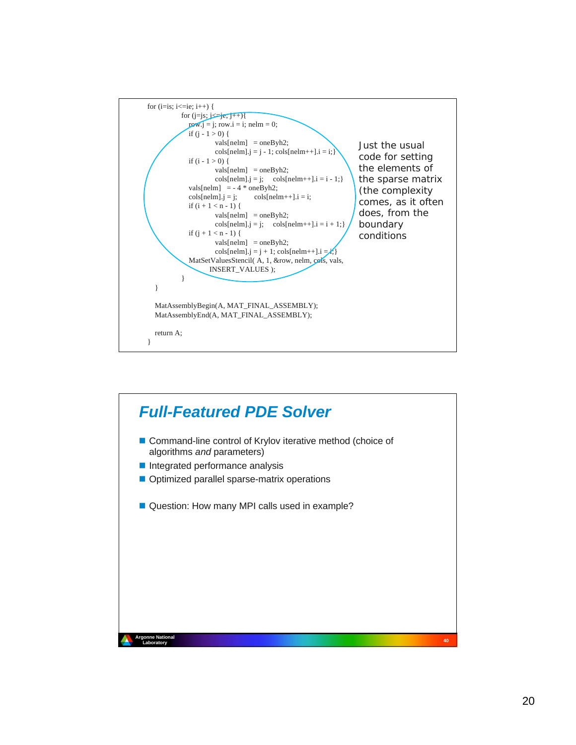```
for (i=is; i<=ie; i++) {
        for (j=js; j<=je; j++){
            row.j = j; row.i = i; nelm = 0;
            if (j - 1 > 0) {
                    vals[nelm]   = oneByh2;
                    cols[nelm].j = j - 1; cols[nelm++].i = i;}
            if (i - 1 > 0) {
                    vals[nelm]   = oneByh2;
                    cols[nelm].j = j;    cols[nelm++].i = i - 1;}
            vals[nelm]   = - 4 * oneByh2;
            cols[nelm].j = j;        cols[nelm++].i = i;
            if (i + 1 < n - 1) {
                    vals[nelm]   = oneByh2;
                    cols[nelm].j = j;    cols[nelm++].i = i + 1;}
            if (j + 1 < n - 1) {
                    vals[nelm]   = oneByh2;
                    cols[nelm].j = j + 1; cols[nelm++].i = i;}
            MatSetValuesStencil( A, 1, &row, nelm, cols, vals,
                    INSERT_VALUES );
        }
  }

  MatAssemblyBegin(A, MAT_FINAL_ASSEMBLY);
  MatAssemblyEnd(A, MAT_FINAL_ASSEMBLY);

  return A;
}
```

Just the usual code for setting the elements of the sparse matrix (the complexity comes, as it often does, from the boundary conditions

## Full-Featured PDE Solver

- Command-line control of Krylov iterative method (choice of algorithms *and* parameters)
- Integrated performance analysis
- Optimized parallel sparse-matrix operations

- Question: How many MPI calls used in example?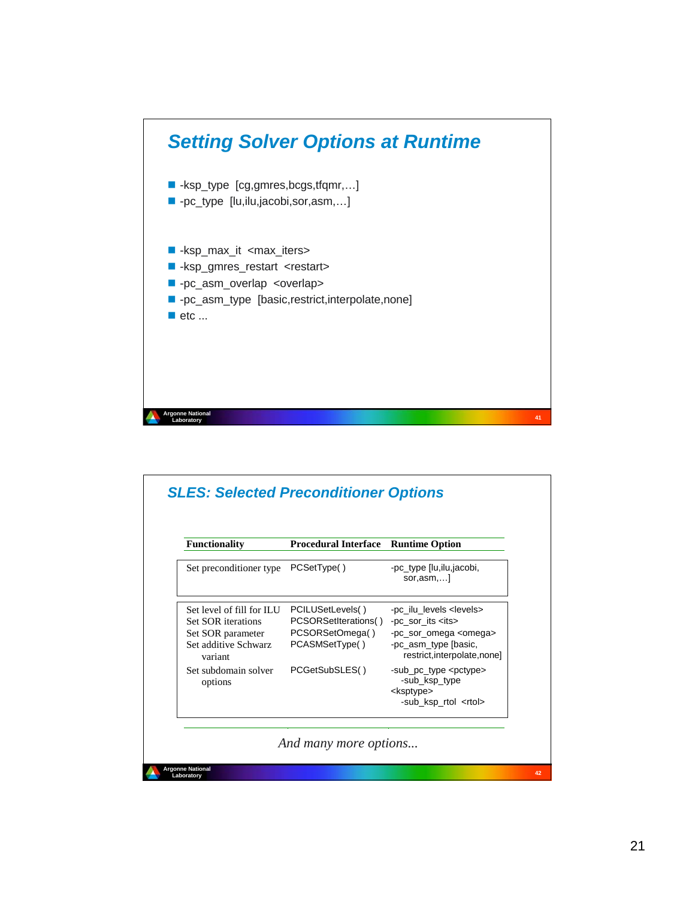## Setting Solver Options at Runtime

- -ksp_type [cg,gmres,bcgs,tfqmr,…]
- -pc_type [lu,ilu,jacobi,sor,asm,…]

- -ksp_max_it <max_iters>
- -ksp_gmres_restart <restart>
- -pc_asm_overlap <overlap>
- -pc_asm_type [basic,restrict,interpolate,none]
- etc ...

## SLES: Selected Preconditioner Options

| Functionality | Procedural Interface | Runtime Option |
|---|---|---|
| Set preconditioner type | PCSetType( ) | -pc_type [lu,ilu,jacobi, sor,asm,…] |
| Set level of fill for ILU | PCILUSetLevels( ) | -pc_ilu_levels <levels> |
| Set SOR iterations | PCSORSetIterations( ) | -pc_sor_its <its> |
| Set SOR parameter | PCSORSetOmega( ) | -pc_sor_omega <omega> |
| Set additive Schwarz variant | PCASMSetType( ) | -pc_asm_type [basic, restrict,interpolate,none] |
| Set subdomain solver options | PCGetSubSLES( ) | -sub_pc_type <pctype> -sub_ksp_type <ksptype> -sub_ksp_rtol <rtol> |

*And many more options...*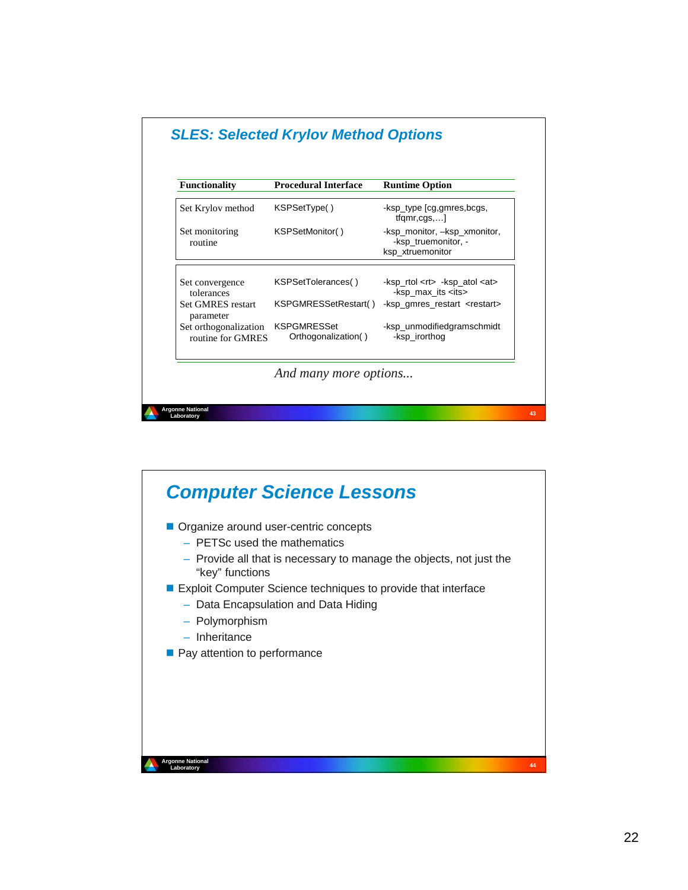## SLES: Selected Krylov Method Options

| Functionality | Procedural Interface | Runtime Option |
| --- | --- | --- |
| Set Krylov method | KSPSetType( ) | -ksp_type [cg,gmres,bcgs, tfqmr,cgs,…] |
| Set monitoring routine | KSPSetMonitor( ) | -ksp_monitor, –ksp_xmonitor, -ksp_truemonitor, -ksp_xtruemonitor |
| Set convergence tolerances | KSPSetTolerances( ) | -ksp_rtol <rt> -ksp_atol <at> -ksp_max_its <its> |
| Set GMRES restart parameter | KSPGMRESSetRestart( ) | -ksp_gmres_restart <restart> |
| Set orthogonalization routine for GMRES | KSPGMRESSetOrthogonalization( ) | -ksp_unmodifiedgramschmidt -ksp_irorthog |

*And many more options...*

## Computer Science Lessons

- Organize around user-centric concepts
  - PETSc used the mathematics
  - Provide all that is necessary to manage the objects, not just the “key” functions
- Exploit Computer Science techniques to provide that interface
  - Data Encapsulation and Data Hiding
  - Polymorphism
  - Inheritance
- Pay attention to performance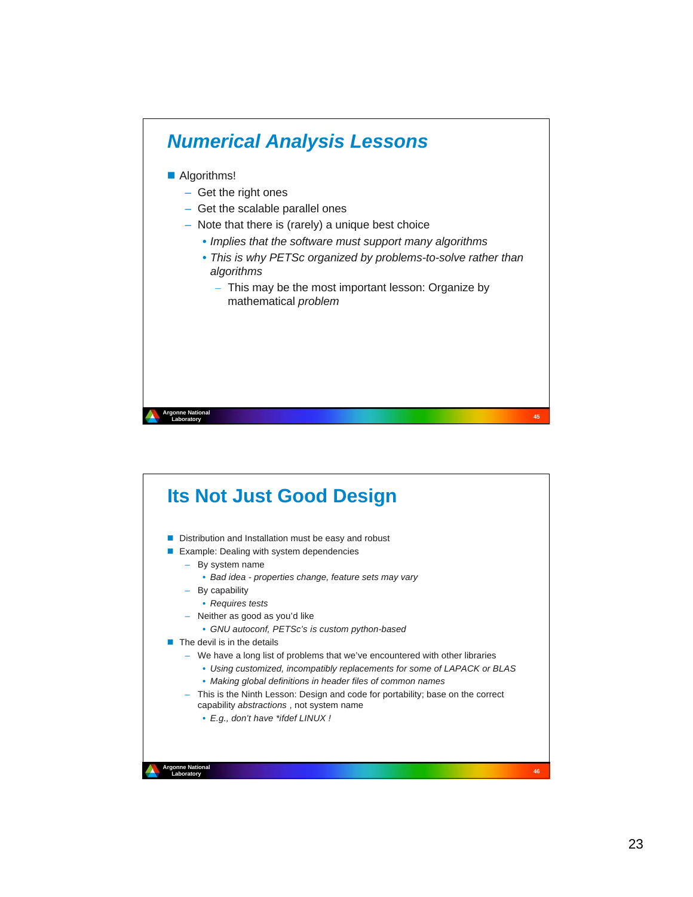## *Numerical Analysis Lessons*

- Algorithms!
  - Get the right ones
  - Get the scalable parallel ones
  - Note that there is (rarely) a unique best choice
    - *Implies that the software must support many algorithms*
    - *This is why PETSc organized by problems-to-solve rather than algorithms*
      - This may be the most important lesson: Organize by mathematical *problem*

## Its Not Just Good Design

- Distribution and Installation must be easy and robust
- Example: Dealing with system dependencies
  - By system name
    - *Bad idea - properties change, feature sets may vary*
  - By capability
    - *Requires tests*
  - Neither as good as you'd like
    - *GNU autoconf, PETSc's is custom python-based*
- The devil is in the details
  - We have a long list of problems that we've encountered with other libraries
    - *Using customized, incompatibly replacements for some of LAPACK or BLAS*
    - *Making global definitions in header files of common names*
  - This is the Ninth Lesson: Design and code for portability; base on the correct capability *abstractions* , not system name
    - *E.g., don't have *ifdef LINUX !*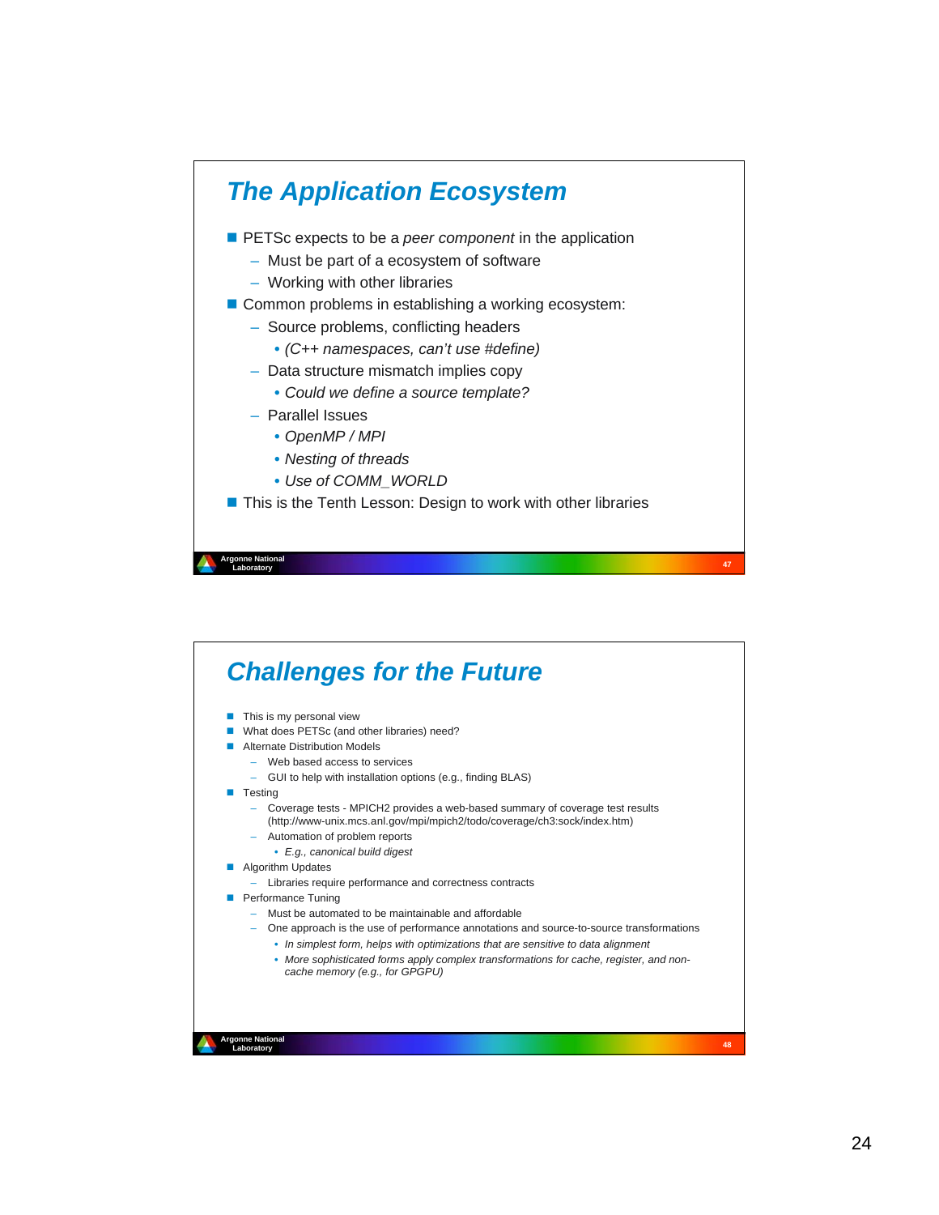## The Application Ecosystem

- PETSc expects to be a *peer component* in the application
  - Must be part of a ecosystem of software
  - Working with other libraries
- Common problems in establishing a working ecosystem:
  - Source problems, conflicting headers
    - *(C++ namespaces, can't use #define)*
  - Data structure mismatch implies copy
    - *Could we define a source template?*
  - Parallel Issues
    - *OpenMP / MPI*
    - *Nesting of threads*
    - *Use of COMM_WORLD*
- This is the Tenth Lesson: Design to work with other libraries

## Challenges for the Future

- This is my personal view
- What does PETSc (and other libraries) need?
- Alternate Distribution Models
  - Web based access to services
  - GUI to help with installation options (e.g., finding BLAS)
- Testing
  - Coverage tests - MPICH2 provides a web-based summary of coverage test results (http://www-unix.mcs.anl.gov/mpi/mpich2/todo/coverage/ch3:sock/index.htm)
  - Automation of problem reports
    - *E.g., canonical build digest*
- Algorithm Updates
  - Libraries require performance and correctness contracts
- Performance Tuning
  - Must be automated to be maintainable and affordable
  - One approach is the use of performance annotations and source-to-source transformations
    - *In simplest form, helps with optimizations that are sensitive to data alignment*
    - *More sophisticated forms apply complex transformations for cache, register, and non-cache memory (e.g., for GPGPU)*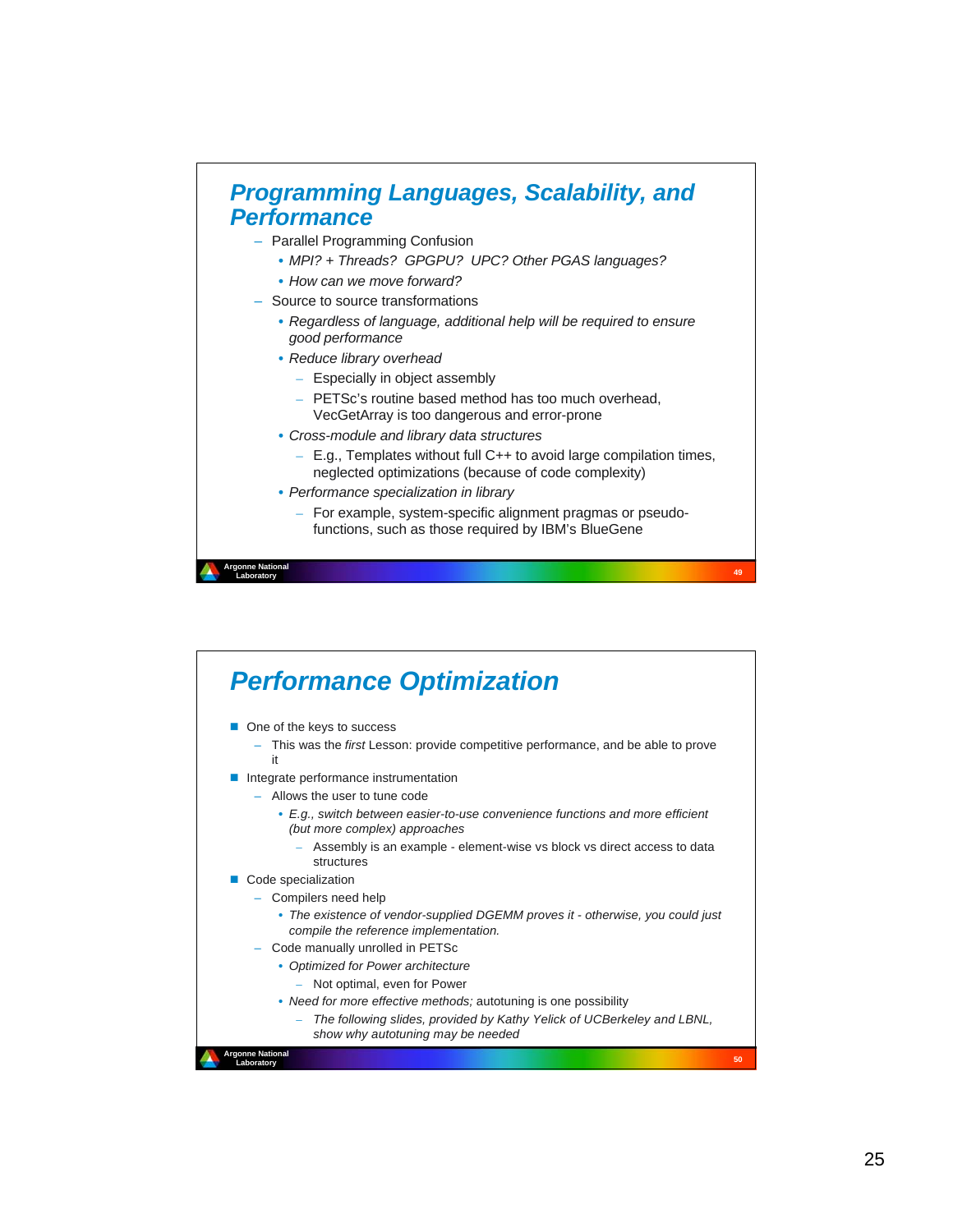## Programming Languages, Scalability, and Performance

- Parallel Programming Confusion
  - *MPI? + Threads? GPGPU? UPC? Other PGAS languages?*
  - *How can we move forward?*
- Source to source transformations
  - *Regardless of language, additional help will be required to ensure good performance*
  - *Reduce library overhead*
    - Especially in object assembly
    - PETSc's routine based method has too much overhead, VecGetArray is too dangerous and error-prone
  - *Cross-module and library data structures*
    - E.g., Templates without full C++ to avoid large compilation times, neglected optimizations (because of code complexity)
  - *Performance specialization in library*
    - For example, system-specific alignment pragmas or pseudo-functions, such as those required by IBM's BlueGene

## Performance Optimization

- One of the keys to success
  - This was the *first* Lesson: provide competitive performance, and be able to prove it
- Integrate performance instrumentation
  - Allows the user to tune code
    - *E.g., switch between easier-to-use convenience functions and more efficient (but more complex) approaches*
      - Assembly is an example - element-wise vs block vs direct access to data structures
- Code specialization
  - Compilers need help
    - *The existence of vendor-supplied DGEMM proves it - otherwise, you could just compile the reference implementation.*
  - Code manually unrolled in PETSc
    - *Optimized for Power architecture*
      - Not optimal, even for Power
    - *Need for more effective methods;* autotuning is one possibility
      - *The following slides, provided by Kathy Yelick of UCBerkeley and LBNL, show why autotuning may be needed*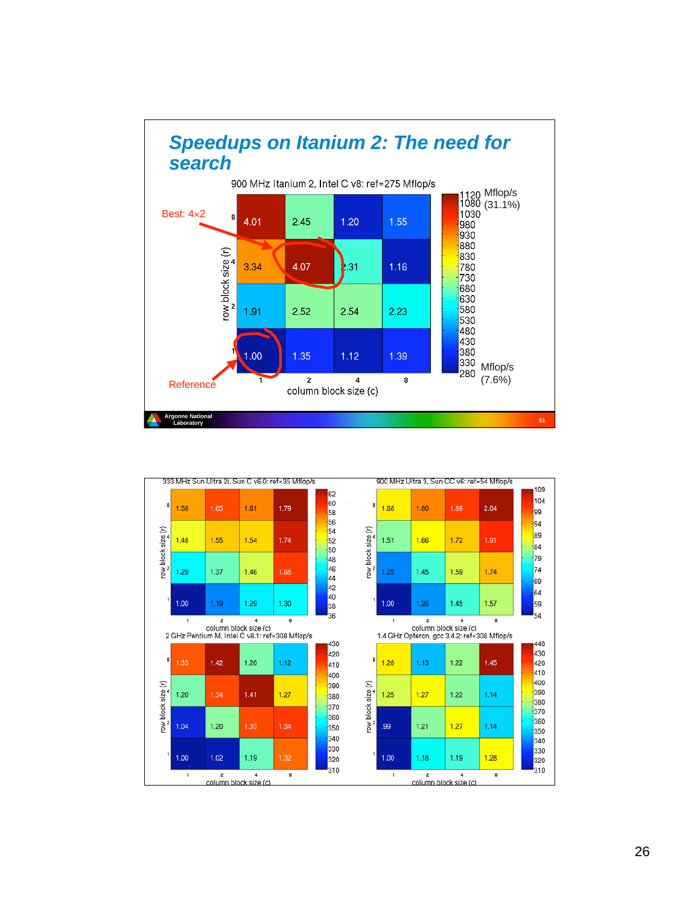## Speedups on Itanium 2: The need for search

900 MHz Itanium 2, Intel C v8: ref=275 Mflop/s

| row block size (r) \ column block size (c) | 1 | 2 | 4 | 8 |
|---|---|---|---|---|
| 8 | 4.01 | 2.45 | 1.20 | 1.55 |
| 4 | 3.34 | 4.07 | 2.31 | 1.16 |
| 2 | 1.91 | 2.52 | 2.54 | 2.23 |
| 1 | 1.00 | 1.35 | 1.12 | 1.39 |

Best: 4×2

Reference

Color scale: 1120 Mflop/s (31.1%) to 280 Mflop/s (7.6%)

---

333 MHz Sun Ultra 2i, Sun C v6.0: ref=35 Mflop/s

| row block size (r) \ column block size (c) | 1 | 2 | 4 | 8 |
|---|---|---|---|---|
| 8 | 1.58 | 1.65 | 1.61 | 1.79 |
| 4 | 1.48 | 1.55 | 1.54 | 1.74 |
| 2 | 1.29 | 1.37 | 1.46 | 1.68 |
| 1 | 1.00 | 1.19 | 1.29 | 1.30 |

900 MHz Ultra 3, Sun CC v6: ref=54 Mflop/s

| row block size (r) \ column block size (c) | 1 | 2 | 4 | 8 |
|---|---|---|---|---|
| 8 | 1.68 | 1.80 | 1.89 | 2.04 |
| 4 | 1.51 | 1.66 | 1.72 | 1.91 |
| 2 | 1.25 | 1.45 | 1.59 | 1.74 |
| 1 | 1.00 | 1.26 | 1.45 | 1.57 |

2 GHz Pentium M, Intel C v8.1: ref=308 Mflop/s

| row block size (r) \ column block size (c) | 1 | 2 | 4 | 8 |
|---|---|---|---|---|
| 8 | 1.33 | 1.42 | 1.20 | 1.12 |
| 4 | 1.20 | 1.34 | 1.41 | 1.27 |
| 2 | 1.04 | 1.20 | 1.33 | 1.34 |
| 1 | 1.00 | 1.02 | 1.19 | 1.32 |

1.4 GHz Opteron, gcc 3.4.2: ref=308 Mflop/s

| row block size (r) \ column block size (c) | 1 | 2 | 4 | 8 |
|---|---|---|---|---|
| 8 | 1.28 | 1.13 | 1.22 | 1.45 |
| 4 | 1.25 | 1.27 | 1.22 | 1.14 |
| 2 | .99 | 1.21 | 1.27 | 1.14 |
| 1 | 1.00 | 1.18 | 1.19 | 1.28 |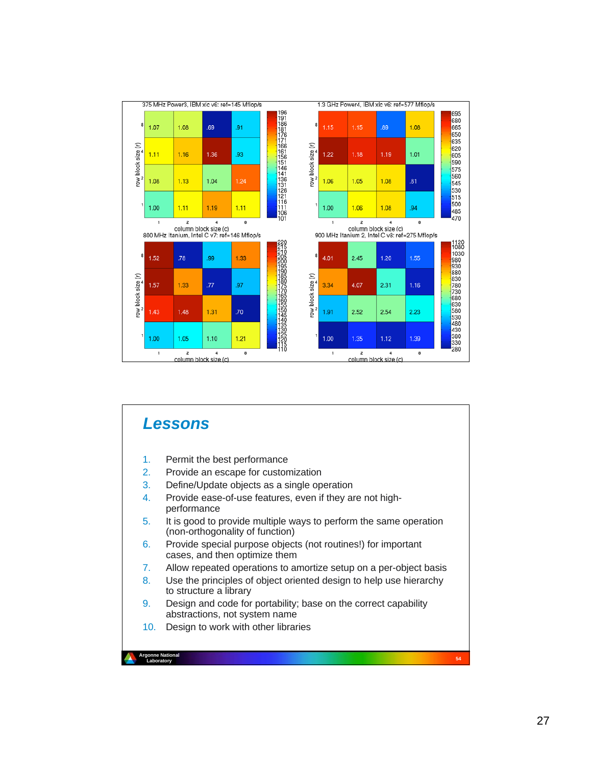**375 MHz Power3, IBM xlc v6: ref=145 Mflop/s**

| row block size (r) \ column block size (c) | 1 | 2 | 4 | 8 |
|---|---|---|---|---|
| 8 | 1.07 | 1.08 | .69 | .91 |
| 4 | 1.11 | 1.16 | 1.36 | .93 |
| 2 | 1.08 | 1.13 | 1.04 | 1.24 |
| 1 | 1.00 | 1.11 | 1.19 | 1.11 |

**1.3 GHz Power4, IBM xlc v6: ref=577 Mflop/s**

| row block size (r) \ column block size (c) | 1 | 2 | 4 | 8 |
|---|---|---|---|---|
| 8 | 1.15 | 1.15 | .89 | 1.08 |
| 4 | 1.22 | 1.18 | 1.19 | 1.01 |
| 2 | 1.06 | 1.05 | 1.08 | .81 |
| 1 | 1.00 | 1.06 | 1.08 | .94 |

**800 MHz Itanium, Intel C v7: ref=146 Mflop/s**

| row block size (r) \ column block size (c) | 1 | 2 | 4 | 8 |
|---|---|---|---|---|
| 8 | 1.52 | .76 | .99 | 1.33 |
| 4 | 1.57 | 1.33 | .77 | .97 |
| 2 | 1.43 | 1.48 | 1.31 | .70 |
| 1 | 1.00 | 1.05 | 1.10 | 1.21 |

**900 MHz Itanium 2, Intel C v8: ref=275 Mflop/s**

| row block size (r) \ column block size (c) | 1 | 2 | 4 | 8 |
|---|---|---|---|---|
| 8 | 4.01 | 2.45 | 1.20 | 1.55 |
| 4 | 3.34 | 4.07 | 2.31 | 1.16 |
| 2 | 1.91 | 2.52 | 2.54 | 2.23 |
| 1 | 1.00 | 1.35 | 1.12 | 1.39 |

## Lessons

1. Permit the best performance
2. Provide an escape for customization
3. Define/Update objects as a single operation
4. Provide ease-of-use features, even if they are not high-performance
5. It is good to provide multiple ways to perform the same operation (non-orthogonality of function)
6. Provide special purpose objects (not routines!) for important cases, and then optimize them
7. Allow repeated operations to amortize setup on a per-object basis
8. Use the principles of object oriented design to help use hierarchy to structure a library
9. Design and code for portability; base on the correct capability abstractions, not system name
10. Design to work with other libraries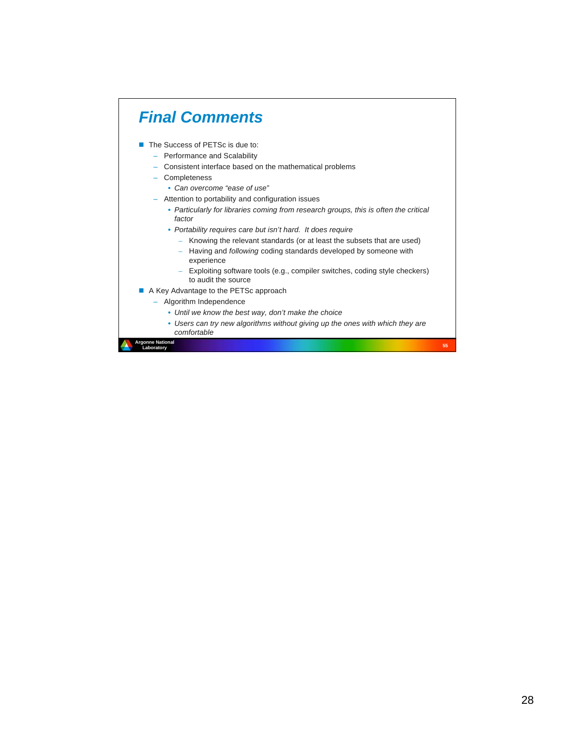# Final Comments

- The Success of PETSc is due to:
  - Performance and Scalability
  - Consistent interface based on the mathematical problems
  - Completeness
    - *Can overcome "ease of use"*
  - Attention to portability and configuration issues
    - *Particularly for libraries coming from research groups, this is often the critical factor*
    - *Portability requires care but isn't hard. It does require*
      - Knowing the relevant standards (or at least the subsets that are used)
      - Having and *following* coding standards developed by someone with experience
      - Exploiting software tools (e.g., compiler switches, coding style checkers) to audit the source
- A Key Advantage to the PETSc approach
  - Algorithm Independence
    - *Until we know the best way, don't make the choice*
    - *Users can try new algorithms without giving up the ones with which they are comfortable*

Argonne National Laboratory

55